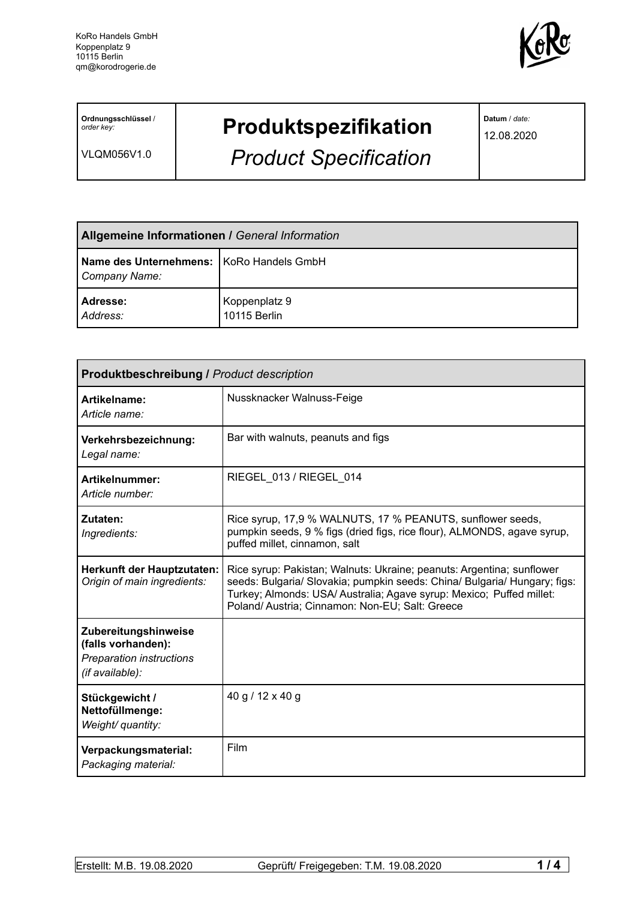KoRo Handels GmbH
Koppenplatz 9
10115 Berlin
qm@korodrogerie.de

| **Ordnungsschlüssel** / *order key:* VLQM056V1.0 | **Produktspezifikation** *Product Specification* | **Datum** / *date:* 12.08.2020 |
|---|---|---|

| **Allgemeine Informationen /** *General Information* | |
|---|---|
| **Name des Unternehmens:** *Company Name:* | KoRo Handels GmbH |
| **Adresse:** *Address:* | Koppenplatz 9 10115 Berlin |

| **Produktbeschreibung /** *Product description* | |
|---|---|
| **Artikelname:** *Article name:* | Nussknacker Walnuss-Feige |
| **Verkehrsbezeichnung:** *Legal name:* | Bar with walnuts, peanuts and figs |
| **Artikelnummer:** *Article number:* | RIEGEL_013 / RIEGEL_014 |
| **Zutaten:** *Ingredients:* | Rice syrup, 17,9 % WALNUTS, 17 % PEANUTS, sunflower seeds, pumpkin seeds, 9 % figs (dried figs, rice flour), ALMONDS, agave syrup, puffed millet, cinnamon, salt |
| **Herkunft der Hauptzutaten:** *Origin of main ingredients:* | Rice syrup: Pakistan; Walnuts: Ukraine; peanuts: Argentina; sunflower seeds: Bulgaria/ Slovakia; pumpkin seeds: China/ Bulgaria/ Hungary; figs: Turkey; Almonds: USA/ Australia; Agave syrup: Mexico; Puffed millet: Poland/ Austria; Cinnamon: Non-EU; Salt: Greece |
| **Zubereitungshinweise (falls vorhanden):** *Preparation instructions (if available):* | |
| **Stückgewicht / Nettofüllmenge:** *Weight/ quantity:* | 40 g / 12 x 40 g |
| **Verpackungsmaterial:** *Packaging material:* | Film |

Erstellt: M.B. 19.08.2020 Geprüft/ Freigegeben: T.M. 19.08.2020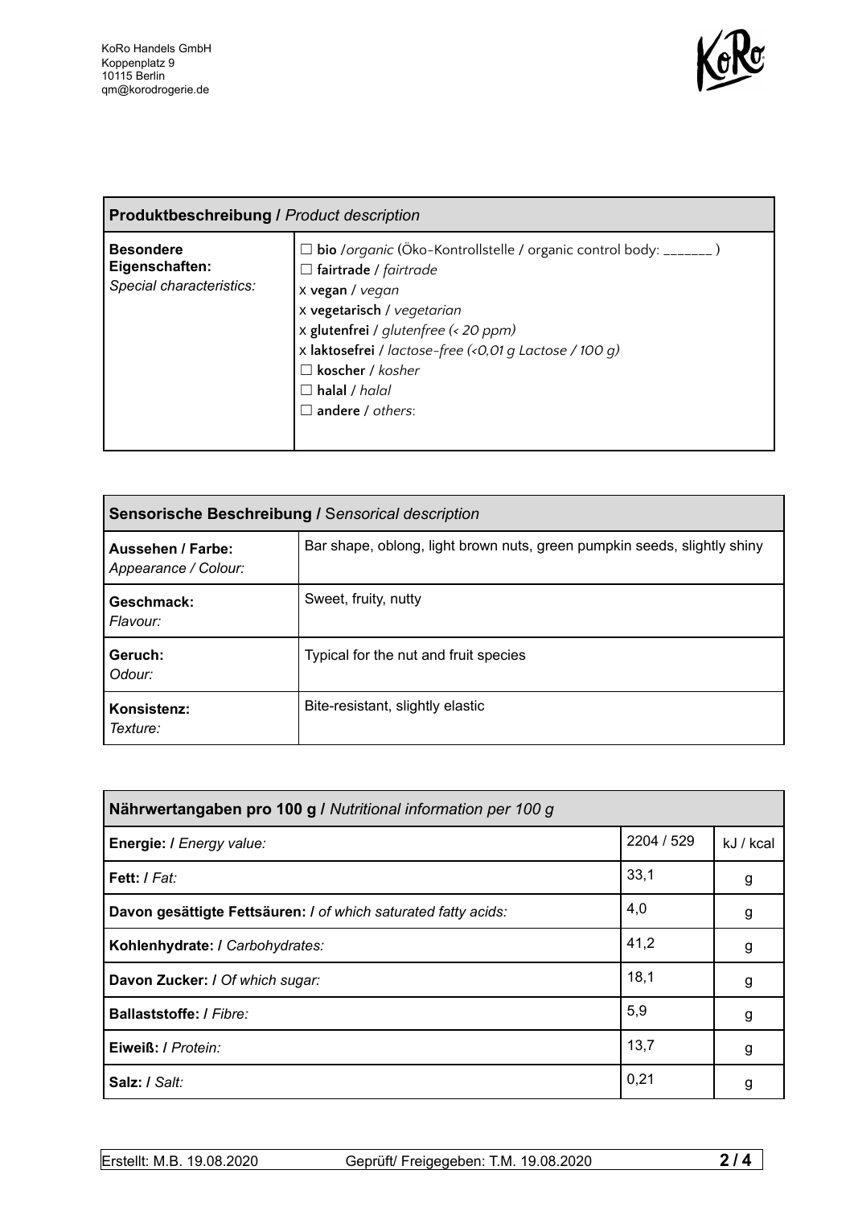KoRo Handels GmbH
Koppenplatz 9
10115 Berlin
qm@korodrogerie.de

| **Produktbeschreibung /** *Product description* | |
|---|---|
| **Besondere Eigenschaften:** *Special characteristics:* | ☐ **bio** /*organic* (Öko-Kontrollstelle / organic control body: _______ )<br>☐ **fairtrade** / *fairtrade*<br>x **vegan** / *vegan*<br>x **vegetarisch** / *vegetarian*<br>x **glutenfrei** / *glutenfree (< 20 ppm)*<br>x **laktosefrei** / *lactose-free (<0,01 g Lactose / 100 g)*<br>☐ **koscher** / *kosher*<br>☐ **halal** / *halal*<br>☐ **andere** / *others*: |

| **Sensorische Beschreibung /** *Sensorical description* | |
|---|---|
| **Aussehen / Farbe:** *Appearance / Colour:* | Bar shape, oblong, light brown nuts, green pumpkin seeds, slightly shiny |
| **Geschmack:** *Flavour:* | Sweet, fruity, nutty |
| **Geruch:** *Odour:* | Typical for the nut and fruit species |
| **Konsistenz:** *Texture:* | Bite-resistant, slightly elastic |

| **Nährwertangaben pro 100 g /** *Nutritional information per 100 g* | | |
|---|---|---|
| **Energie: /** *Energy value:* | 2204 / 529 | kJ / kcal |
| **Fett: /** *Fat:* | 33,1 | g |
| **Davon gesättigte Fettsäuren: /** *of which saturated fatty acids:* | 4,0 | g |
| **Kohlenhydrate: /** *Carbohydrates:* | 41,2 | g |
| **Davon Zucker: /** *Of which sugar:* | 18,1 | g |
| **Ballaststoffe: /** *Fibre:* | 5,9 | g |
| **Eiweiß: /** *Protein:* | 13,7 | g |
| **Salz: /** *Salt:* | 0,21 | g |

Erstellt: M.B. 19.08.2020 Geprüft/ Freigegeben: T.M. 19.08.2020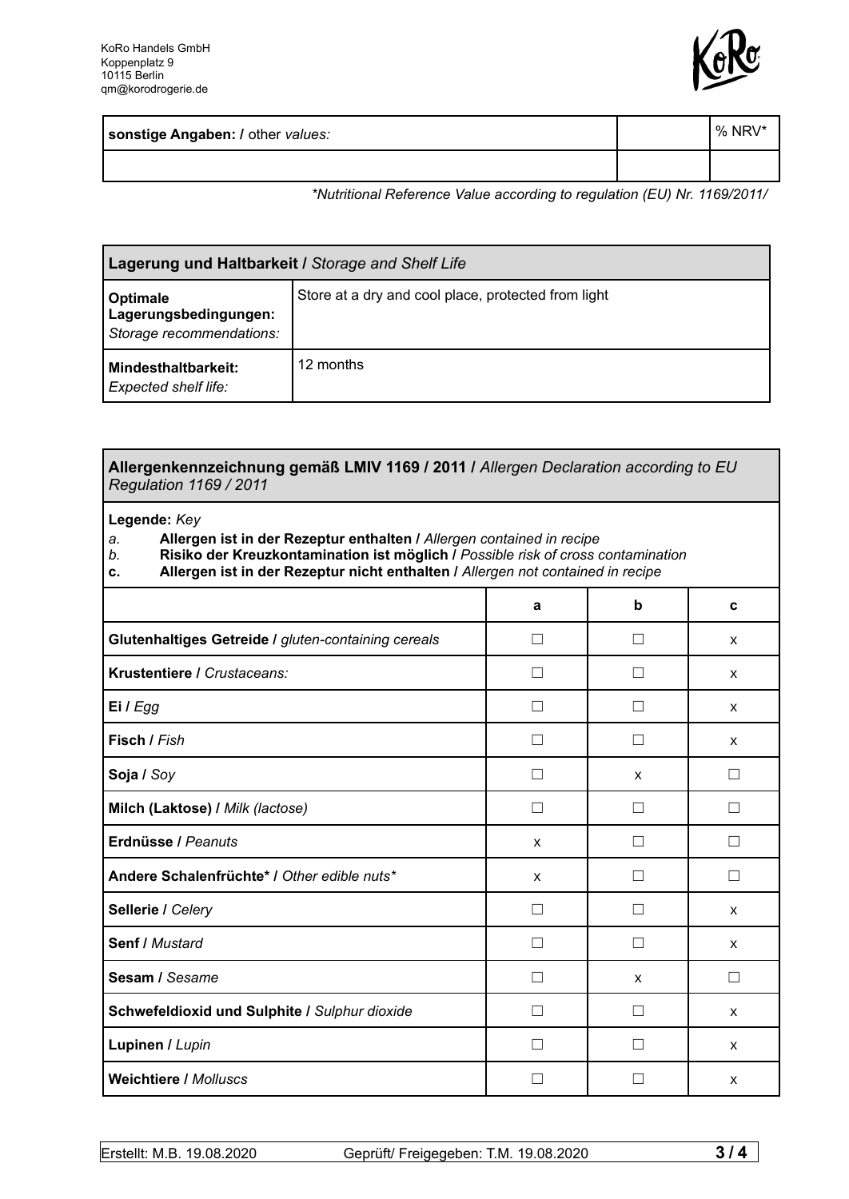KoRo Handels GmbH
Koppenplatz 9
10115 Berlin
qm@korodrogerie.de

| **sonstige Angaben: /** other *values:* | | % NRV* |
|---|---|---|
| | | |

*\*Nutritional Reference Value according to regulation (EU) Nr. 1169/2011/*

| **Lagerung und Haltbarkeit /** *Storage and Shelf Life* | |
|---|---|
| **Optimale Lagerungsbedingungen:** *Storage recommendations:* | Store at a dry and cool place, protected from light |
| **Mindesthaltbarkeit:** *Expected shelf life:* | 12 months |

**Allergenkennzeichnung gemäß LMIV 1169 / 2011 /** *Allergen Declaration according to EU Regulation 1169 / 2011*

**Legende:** *Key*

*a.* **Allergen ist in der Rezeptur enthalten /** *Allergen contained in recipe*
*b.* **Risiko der Kreuzkontamination ist möglich /** *Possible risk of cross contamination*
**c.** **Allergen ist in der Rezeptur nicht enthalten /** *Allergen not contained in recipe*

| | a | b | c |
|---|---|---|---|
| **Glutenhaltiges Getreide /** *gluten-containing cereals* | ☐ | ☐ | x |
| **Krustentiere /** *Crustaceans:* | ☐ | ☐ | x |
| **Ei /** *Egg* | ☐ | ☐ | x |
| **Fisch /** *Fish* | ☐ | ☐ | x |
| **Soja /** *Soy* | ☐ | x | ☐ |
| **Milch (Laktose) /** *Milk (lactose)* | ☐ | ☐ | ☐ |
| **Erdnüsse /** *Peanuts* | x | ☐ | ☐ |
| **Andere Schalenfrüchte\* /** *Other edible nuts\** | x | ☐ | ☐ |
| **Sellerie /** *Celery* | ☐ | ☐ | x |
| **Senf /** *Mustard* | ☐ | ☐ | x |
| **Sesam /** *Sesame* | ☐ | x | ☐ |
| **Schwefeldioxid und Sulphite /** *Sulphur dioxide* | ☐ | ☐ | x |
| **Lupinen /** *Lupin* | ☐ | ☐ | x |
| **Weichtiere /** *Molluscs* | ☐ | ☐ | x |

Erstellt: M.B. 19.08.2020 Geprüft/ Freigegeben: T.M. 19.08.2020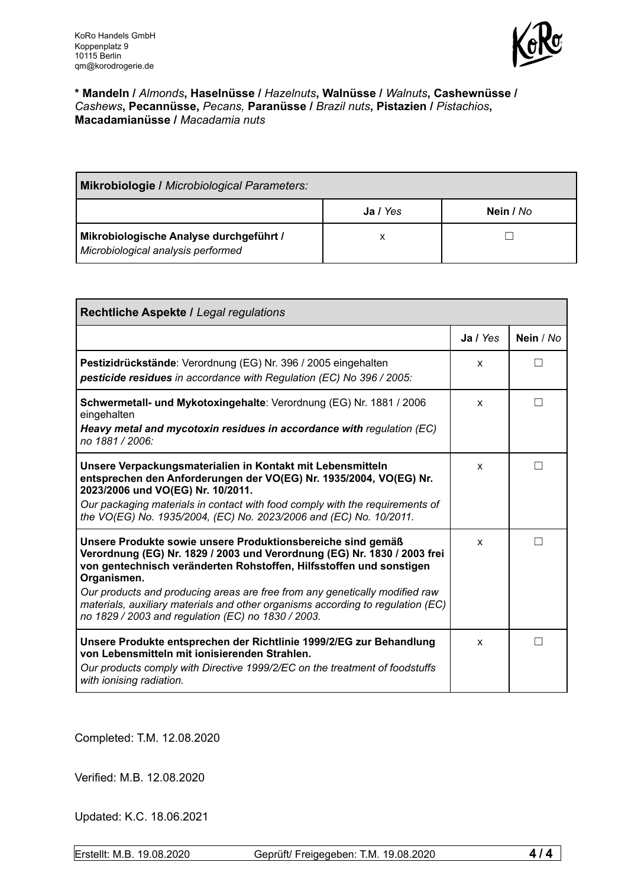**\* Mandeln /** *Almonds*, **Haselnüsse /** *Hazelnuts*, **Walnüsse /** *Walnuts*, **Cashewnüsse /** *Cashews*, **Pecannüsse,** *Pecans,* **Paranüsse /** *Brazil nuts*, **Pistazien /** *Pistachios*, **Macadamianüsse /** *Macadamia nuts*

| **Mikrobiologie /** *Microbiological Parameters:* | | |
|---|---|---|
| | **Ja /** *Yes* | **Nein /** *No* |
| **Mikrobiologische Analyse durchgeführt /** *Microbiological analysis performed* | x | ☐ |

| **Rechtliche Aspekte /** *Legal regulations* | | |
|---|---|---|
| | **Ja /** *Yes* | **Nein** / *No* |
| **Pestizidrückstände**: Verordnung (EG) Nr. 396 / 2005 eingehalten<br>***pesticide residues*** *in accordance with Regulation (EC) No 396 / 2005:* | x | ☐ |
| **Schwermetall- und Mykotoxingehalte**: Verordnung (EG) Nr. 1881 / 2006 eingehalten<br>***Heavy metal and mycotoxin residues in accordance with*** *regulation (EC) no 1881 / 2006:* | x | ☐ |
| **Unsere Verpackungsmaterialien in Kontakt mit Lebensmitteln entsprechen den Anforderungen der VO(EG) Nr. 1935/2004, VO(EG) Nr. 2023/2006 und VO(EG) Nr. 10/2011.**<br>*Our packaging materials in contact with food comply with the requirements of the VO(EG) No. 1935/2004, (EC) No. 2023/2006 and (EC) No. 10/2011.* | x | ☐ |
| **Unsere Produkte sowie unsere Produktionsbereiche sind gemäß Verordnung (EG) Nr. 1829 / 2003 und Verordnung (EG) Nr. 1830 / 2003 frei von gentechnisch veränderten Rohstoffen, Hilfsstoffen und sonstigen Organismen.**<br>*Our products and producing areas are free from any genetically modified raw materials, auxiliary materials and other organisms according to regulation (EC) no 1829 / 2003 and regulation (EC) no 1830 / 2003.* | x | ☐ |
| **Unsere Produkte entsprechen der Richtlinie 1999/2/EG zur Behandlung von Lebensmitteln mit ionisierenden Strahlen.**<br>*Our products comply with Directive 1999/2/EC on the treatment of foodstuffs with ionising radiation.* | x | ☐ |

Completed: T.M. 12.08.2020

Verified: M.B. 12.08.2020

Updated: K.C. 18.06.2021